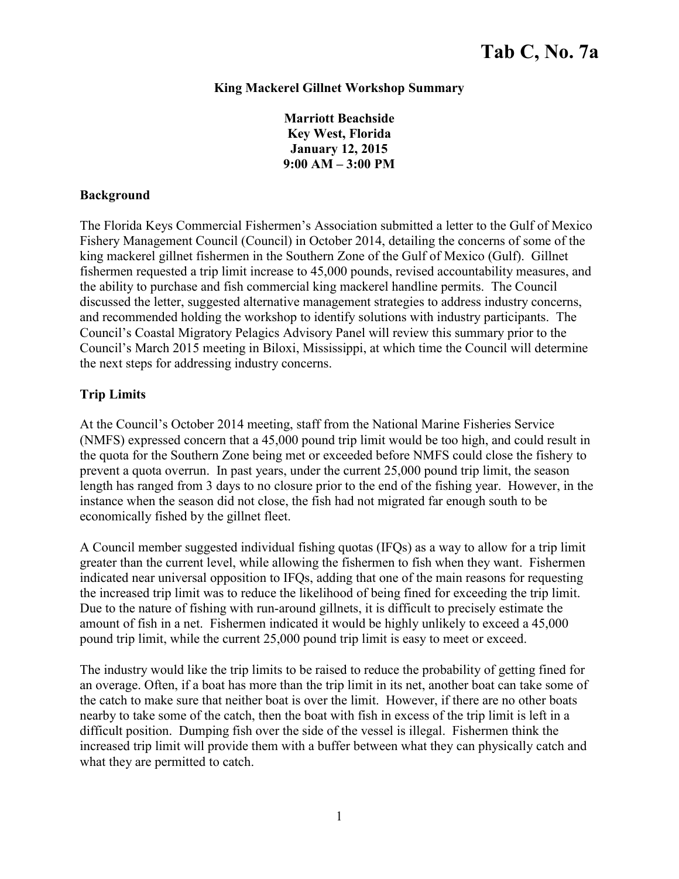Tab C, No. 7a

# King Mackerel Gillnet Workshop Summary

**Marriott Beachside**
**Key West, Florida**
**January 12, 2015**
**9:00 AM – 3:00 PM**

## Background

The Florida Keys Commercial Fishermen's Association submitted a letter to the Gulf of Mexico Fishery Management Council (Council) in October 2014, detailing the concerns of some of the king mackerel gillnet fishermen in the Southern Zone of the Gulf of Mexico (Gulf). Gillnet fishermen requested a trip limit increase to 45,000 pounds, revised accountability measures, and the ability to purchase and fish commercial king mackerel handline permits. The Council discussed the letter, suggested alternative management strategies to address industry concerns, and recommended holding the workshop to identify solutions with industry participants. The Council's Coastal Migratory Pelagics Advisory Panel will review this summary prior to the Council's March 2015 meeting in Biloxi, Mississippi, at which time the Council will determine the next steps for addressing industry concerns.

## Trip Limits

At the Council's October 2014 meeting, staff from the National Marine Fisheries Service (NMFS) expressed concern that a 45,000 pound trip limit would be too high, and could result in the quota for the Southern Zone being met or exceeded before NMFS could close the fishery to prevent a quota overrun. In past years, under the current 25,000 pound trip limit, the season length has ranged from 3 days to no closure prior to the end of the fishing year. However, in the instance when the season did not close, the fish had not migrated far enough south to be economically fished by the gillnet fleet.

A Council member suggested individual fishing quotas (IFQs) as a way to allow for a trip limit greater than the current level, while allowing the fishermen to fish when they want. Fishermen indicated near universal opposition to IFQs, adding that one of the main reasons for requesting the increased trip limit was to reduce the likelihood of being fined for exceeding the trip limit. Due to the nature of fishing with run-around gillnets, it is difficult to precisely estimate the amount of fish in a net. Fishermen indicated it would be highly unlikely to exceed a 45,000 pound trip limit, while the current 25,000 pound trip limit is easy to meet or exceed.

The industry would like the trip limits to be raised to reduce the probability of getting fined for an overage. Often, if a boat has more than the trip limit in its net, another boat can take some of the catch to make sure that neither boat is over the limit. However, if there are no other boats nearby to take some of the catch, then the boat with fish in excess of the trip limit is left in a difficult position. Dumping fish over the side of the vessel is illegal. Fishermen think the increased trip limit will provide them with a buffer between what they can physically catch and what they are permitted to catch.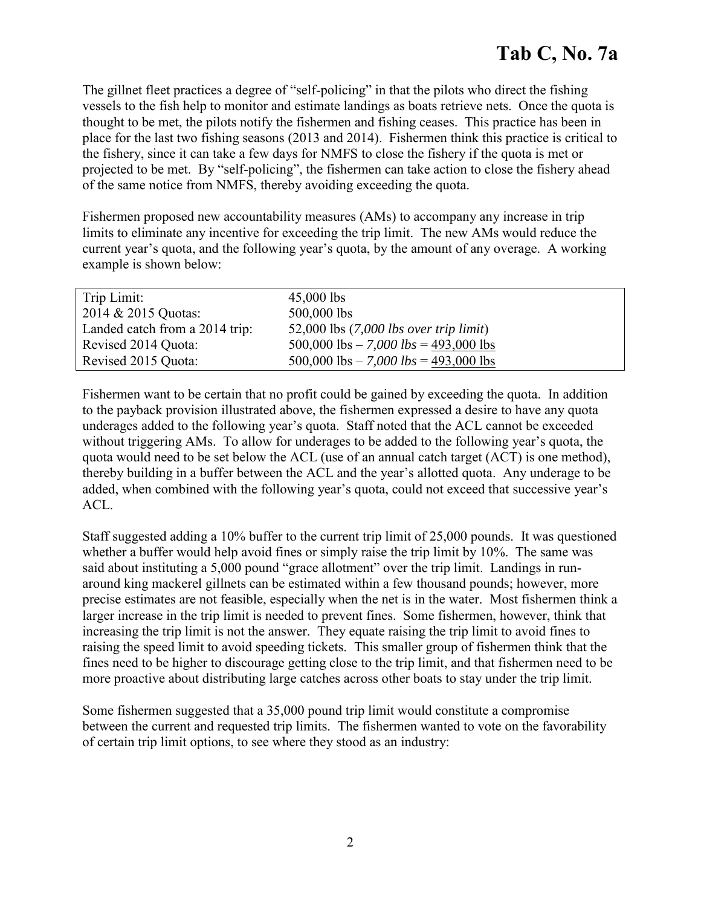The gillnet fleet practices a degree of "self-policing" in that the pilots who direct the fishing vessels to the fish help to monitor and estimate landings as boats retrieve nets. Once the quota is thought to be met, the pilots notify the fishermen and fishing ceases. This practice has been in place for the last two fishing seasons (2013 and 2014). Fishermen think this practice is critical to the fishery, since it can take a few days for NMFS to close the fishery if the quota is met or projected to be met. By "self-policing", the fishermen can take action to close the fishery ahead of the same notice from NMFS, thereby avoiding exceeding the quota.

Fishermen proposed new accountability measures (AMs) to accompany any increase in trip limits to eliminate any incentive for exceeding the trip limit. The new AMs would reduce the current year's quota, and the following year's quota, by the amount of any overage. A working example is shown below:

| | |
|---|---|
| Trip Limit: | 45,000 lbs |
| 2014 & 2015 Quotas: | 500,000 lbs |
| Landed catch from a 2014 trip: | 52,000 lbs (*7,000 lbs over trip limit*) |
| Revised 2014 Quota: | 500,000 lbs – *7,000 lbs* = <u>493,000 lbs</u> |
| Revised 2015 Quota: | 500,000 lbs – *7,000 lbs* = <u>493,000 lbs</u> |

Fishermen want to be certain that no profit could be gained by exceeding the quota. In addition to the payback provision illustrated above, the fishermen expressed a desire to have any quota underages added to the following year's quota. Staff noted that the ACL cannot be exceeded without triggering AMs. To allow for underages to be added to the following year's quota, the quota would need to be set below the ACL (use of an annual catch target (ACT) is one method), thereby building in a buffer between the ACL and the year's allotted quota. Any underage to be added, when combined with the following year's quota, could not exceed that successive year's ACL.

Staff suggested adding a 10% buffer to the current trip limit of 25,000 pounds. It was questioned whether a buffer would help avoid fines or simply raise the trip limit by 10%. The same was said about instituting a 5,000 pound "grace allotment" over the trip limit. Landings in run-around king mackerel gillnets can be estimated within a few thousand pounds; however, more precise estimates are not feasible, especially when the net is in the water. Most fishermen think a larger increase in the trip limit is needed to prevent fines. Some fishermen, however, think that increasing the trip limit is not the answer. They equate raising the trip limit to avoid fines to raising the speed limit to avoid speeding tickets. This smaller group of fishermen think that the fines need to be higher to discourage getting close to the trip limit, and that fishermen need to be more proactive about distributing large catches across other boats to stay under the trip limit.

Some fishermen suggested that a 35,000 pound trip limit would constitute a compromise between the current and requested trip limits. The fishermen wanted to vote on the favorability of certain trip limit options, to see where they stood as an industry: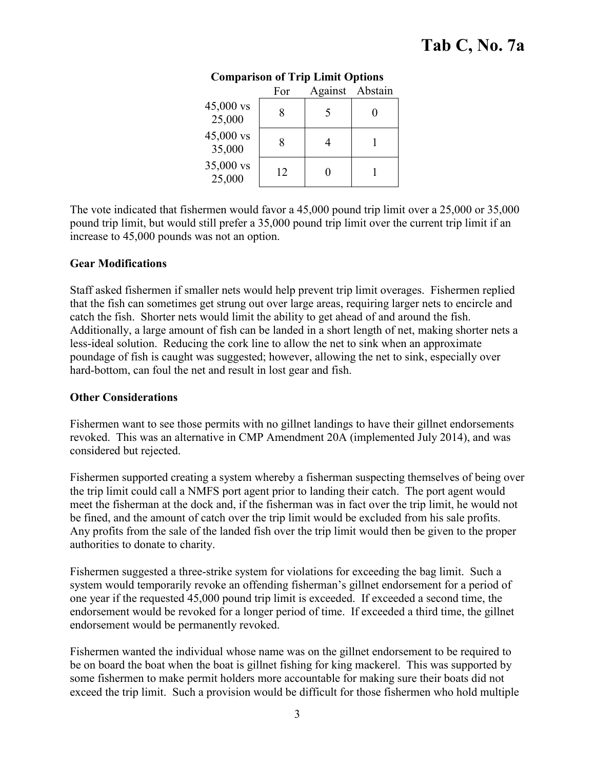**Comparison of Trip Limit Options**

| | For | Against | Abstain |
|---|---|---|---|
| 45,000 vs 25,000 | 8 | 5 | 0 |
| 45,000 vs 35,000 | 8 | 4 | 1 |
| 35,000 vs 25,000 | 12 | 0 | 1 |

The vote indicated that fishermen would favor a 45,000 pound trip limit over a 25,000 or 35,000 pound trip limit, but would still prefer a 35,000 pound trip limit over the current trip limit if an increase to 45,000 pounds was not an option.

**Gear Modifications**

Staff asked fishermen if smaller nets would help prevent trip limit overages. Fishermen replied that the fish can sometimes get strung out over large areas, requiring larger nets to encircle and catch the fish. Shorter nets would limit the ability to get ahead of and around the fish. Additionally, a large amount of fish can be landed in a short length of net, making shorter nets a less-ideal solution. Reducing the cork line to allow the net to sink when an approximate poundage of fish is caught was suggested; however, allowing the net to sink, especially over hard-bottom, can foul the net and result in lost gear and fish.

**Other Considerations**

Fishermen want to see those permits with no gillnet landings to have their gillnet endorsements revoked. This was an alternative in CMP Amendment 20A (implemented July 2014), and was considered but rejected.

Fishermen supported creating a system whereby a fisherman suspecting themselves of being over the trip limit could call a NMFS port agent prior to landing their catch. The port agent would meet the fisherman at the dock and, if the fisherman was in fact over the trip limit, he would not be fined, and the amount of catch over the trip limit would be excluded from his sale profits. Any profits from the sale of the landed fish over the trip limit would then be given to the proper authorities to donate to charity.

Fishermen suggested a three-strike system for violations for exceeding the bag limit. Such a system would temporarily revoke an offending fisherman's gillnet endorsement for a period of one year if the requested 45,000 pound trip limit is exceeded. If exceeded a second time, the endorsement would be revoked for a longer period of time. If exceeded a third time, the gillnet endorsement would be permanently revoked.

Fishermen wanted the individual whose name was on the gillnet endorsement to be required to be on board the boat when the boat is gillnet fishing for king mackerel. This was supported by some fishermen to make permit holders more accountable for making sure their boats did not exceed the trip limit. Such a provision would be difficult for those fishermen who hold multiple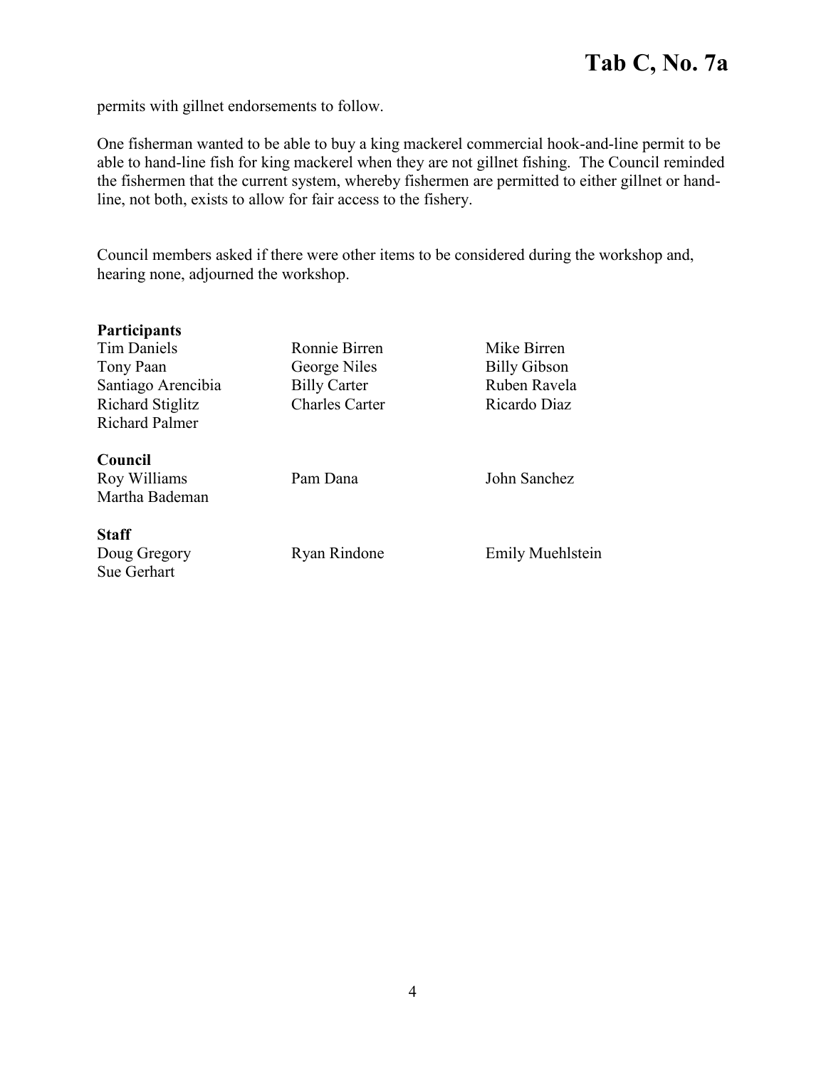permits with gillnet endorsements to follow.

One fisherman wanted to be able to buy a king mackerel commercial hook-and-line permit to be able to hand-line fish for king mackerel when they are not gillnet fishing. The Council reminded the fishermen that the current system, whereby fishermen are permitted to either gillnet or hand-line, not both, exists to allow for fair access to the fishery.

Council members asked if there were other items to be considered during the workshop and, hearing none, adjourned the workshop.

**Participants**

| | | |
|---|---|---|
| Tim Daniels | Ronnie Birren | Mike Birren |
| Tony Paan | George Niles | Billy Gibson |
| Santiago Arencibia | Billy Carter | Ruben Ravela |
| Richard Stiglitz | Charles Carter | Ricardo Diaz |
| Richard Palmer | | |

**Council**

| | | |
|---|---|---|
| Roy Williams | Pam Dana | John Sanchez |
| Martha Bademan | | |

**Staff**

| | | |
|---|---|---|
| Doug Gregory | Ryan Rindone | Emily Muehlstein |
| Sue Gerhart | | |